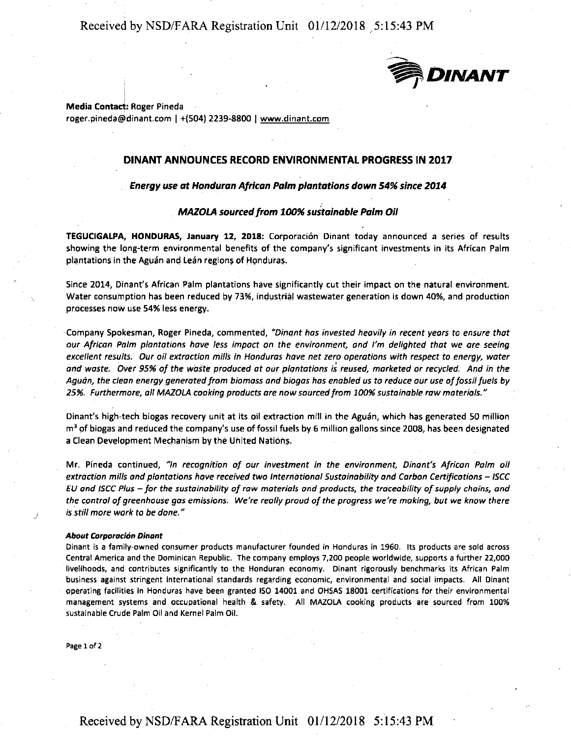**DINANT**

**Media Contact:** Roger Pineda
roger.pineda@dinant.com | +(504) 2239-8800 | www.dinant.com

## DINANT ANNOUNCES RECORD ENVIRONMENTAL PROGRESS IN 2017

### *Energy use at Honduran African Palm plantations down 54% since 2014*

### *MAZOLA sourced from 100% sustainable Palm Oil*

**TEGUCIGALPA, HONDURAS, January 12, 2018:** Corporación Dinant today announced a series of results showing the long-term environmental benefits of the company's significant investments in its African Palm plantations in the Aguán and Leán regions of Honduras.

Since 2014, Dinant's African Palm plantations have significantly cut their impact on the natural environment. Water consumption has been reduced by 73%, industrial wastewater generation is down 40%, and production processes now use 54% less energy.

Company Spokesman, Roger Pineda, commented, *"Dinant has invested heavily in recent years to ensure that our African Palm plantations have less impact on the environment, and I'm delighted that we are seeing excellent results. Our oil extraction mills in Honduras have net zero operations with respect to energy, water and waste. Over 95% of the waste produced at our plantations is reused, marketed or recycled. And in the Aguán, the clean energy generated from biomass and biogas has enabled us to reduce our use of fossil fuels by 25%. Furthermore, all MAZOLA cooking products are now sourced from 100% sustainable raw materials."*

Dinant's high-tech biogas recovery unit at its oil extraction mill in the Aguán, which has generated 50 million $m^3$ of biogas and reduced the company's use of fossil fuels by 6 million gallons since 2008, has been designated a Clean Development Mechanism by the United Nations.

Mr. Pineda continued, *"In recognition of our investment in the environment, Dinant's African Palm oil extraction mills and plantations have received two International Sustainability and Carbon Certifications – ISCC EU and ISCC Plus – for the sustainability of raw materials and products, the traceability of supply chains, and the control of greenhouse gas emissions. We're really proud of the progress we're making, but we know there is still more work to be done."*

***About Corporación Dinant***

Dinant is a family-owned consumer products manufacturer founded in Honduras in 1960. Its products are sold across Central America and the Dominican Republic. The company employs 7,200 people worldwide, supports a further 22,000 livelihoods, and contributes significantly to the Honduran economy. Dinant rigorously benchmarks its African Palm business against stringent international standards regarding economic, environmental and social impacts. All Dinant operating facilities in Honduras have been granted ISO 14001 and OHSAS 18001 certifications for their environmental management systems and occupational health & safety. All MAZOLA cooking products are sourced from 100% sustainable Crude Palm Oil and Kernel Palm Oil.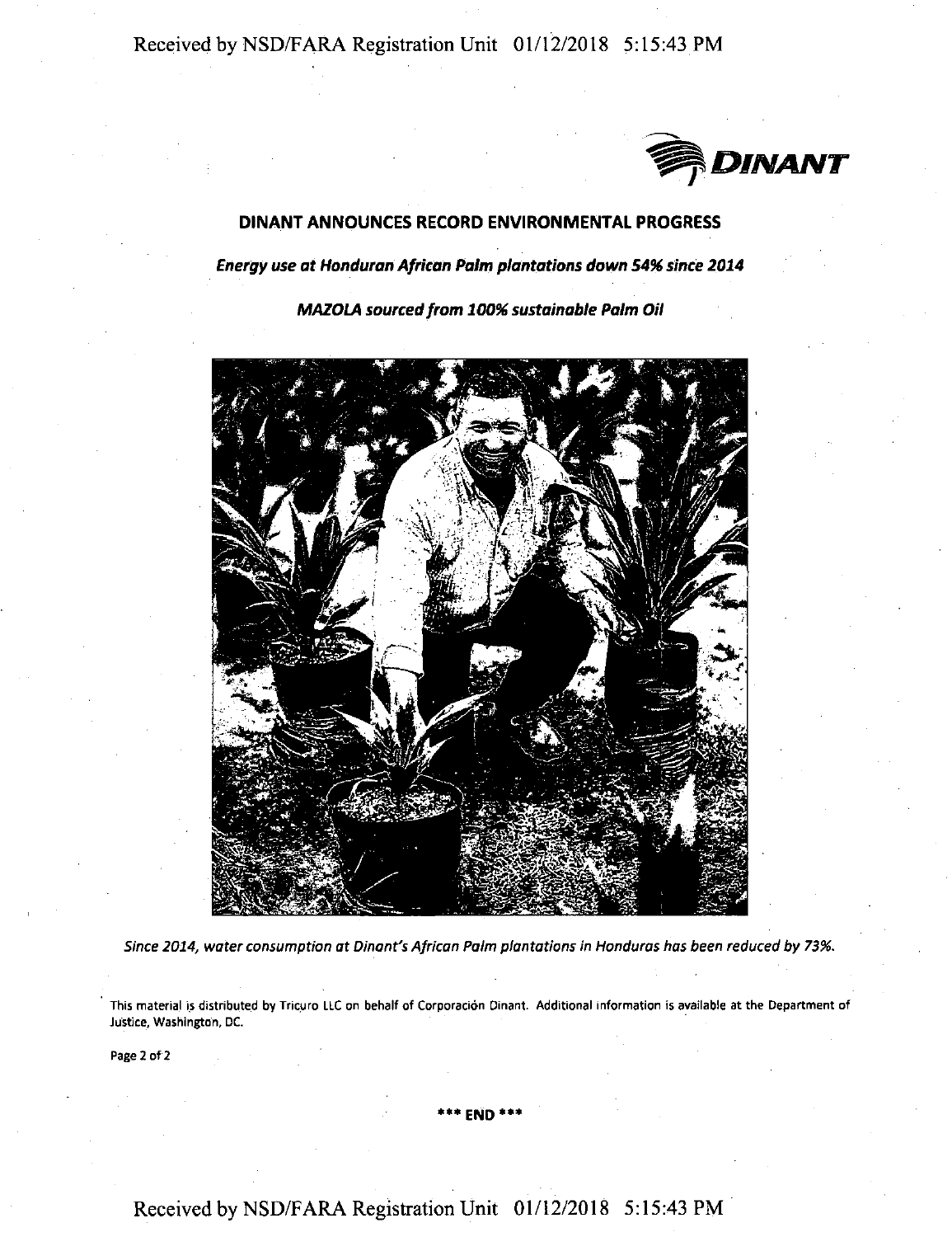# DINANT ANNOUNCES RECORD ENVIRONMENTAL PROGRESS

***Energy use at Honduran African Palm plantations down 54% since 2014***

***MAZOLA sourced from 100% sustainable Palm Oil***

*Since 2014, water consumption at Dinant's African Palm plantations in Honduras has been reduced by 73%.*

This material is distributed by Tricuro LLC on behalf of Corporación Dinant. Additional information is available at the Department of Justice, Washington, DC.

\*\*\* END \*\*\*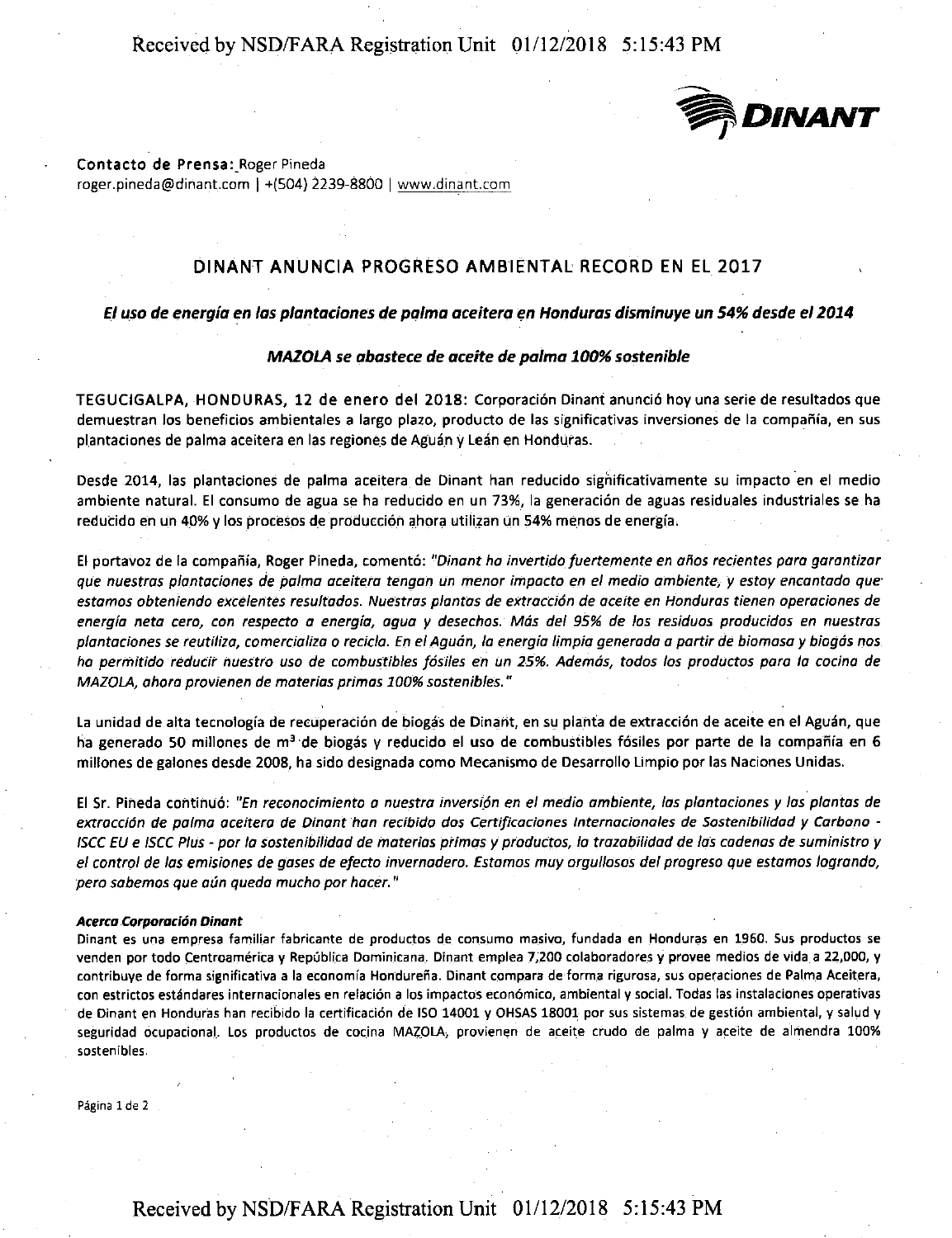**DINANT**

**Contacto de Prensa:** Roger Pineda
roger.pineda@dinant.com | +(504) 2239-8800 | www.dinant.com

## DINANT ANUNCIA PROGRESO AMBIENTAL RECORD EN EL 2017

***El uso de energía en las plantaciones de palma aceitera en Honduras disminuye un 54% desde el 2014***

***MAZOLA se abastece de aceite de palma 100% sostenible***

**TEGUCIGALPA, HONDURAS, 12 de enero del 2018:** Corporación Dinant anunció hoy una serie de resultados que demuestran los beneficios ambientales a largo plazo, producto de las significativas inversiones de la compañía, en sus plantaciones de palma aceitera en las regiones de Aguán y Leán en Honduras.

Desde 2014, las plantaciones de palma aceitera de Dinant han reducido significativamente su impacto en el medio ambiente natural. El consumo de agua se ha reducido en un 73%, la generación de aguas residuales industriales se ha reducido en un 40% y los procesos de producción ahora utilizan un 54% menos de energía.

El portavoz de la compañía, Roger Pineda, comentó: *"Dinant ha invertido fuertemente en años recientes para garantizar que nuestras plantaciones de palma aceitera tengan un menor impacto en el medio ambiente, y estoy encantado que estamos obteniendo excelentes resultados. Nuestras plantas de extracción de aceite en Honduras tienen operaciones de energía neta cero, con respecto a energía, agua y desechos. Más del 95% de los residuos producidos en nuestras plantaciones se reutiliza, comercializa o recicla. En el Aguán, la energía limpia generada a partir de biomasa y biogás nos ha permitido reducir nuestro uso de combustibles fósiles en un 25%. Además, todos los productos para la cocina de MAZOLA, ahora provienen de materias primas 100% sostenibles."*

La unidad de alta tecnología de recuperación de biogás de Dinant, en su planta de extracción de aceite en el Aguán, que ha generado 50 millones de $m^3$ de biogás y reducido el uso de combustibles fósiles por parte de la compañía en 6 millones de galones desde 2008, ha sido designada como Mecanismo de Desarrollo Limpio por las Naciones Unidas.

El Sr. Pineda continuó: *"En reconocimiento a nuestra inversión en el medio ambiente, las plantaciones y las plantas de extracción de palma aceitera de Dinant han recibido dos Certificaciones Internacionales de Sostenibilidad y Carbono - ISCC EU e ISCC Plus - por la sostenibilidad de materias primas y productos, la trazabilidad de las cadenas de suministro y el control de las emisiones de gases de efecto invernadero. Estamos muy orgullosos del progreso que estamos logrando, pero sabemos que aún queda mucho por hacer."*

***Acerca Corporación Dinant***

Dinant es una empresa familiar fabricante de productos de consumo masivo, fundada en Honduras en 1960. Sus productos se venden por todo Centroamérica y República Dominicana. Dinant emplea 7,200 colaboradores y provee medios de vida a 22,000, y contribuye de forma significativa a la economía Hondureña. Dinant compara de forma rigurosa, sus operaciones de Palma Aceitera, con estrictos estándares internacionales en relación a los impactos económico, ambiental y social. Todas las instalaciones operativas de Dinant en Honduras han recibido la certificación de ISO 14001 y OHSAS 18001 por sus sistemas de gestión ambiental, y salud y seguridad ocupacional. Los productos de cocina MAZOLA, provienen de aceite crudo de palma y aceite de almendra 100% sostenibles.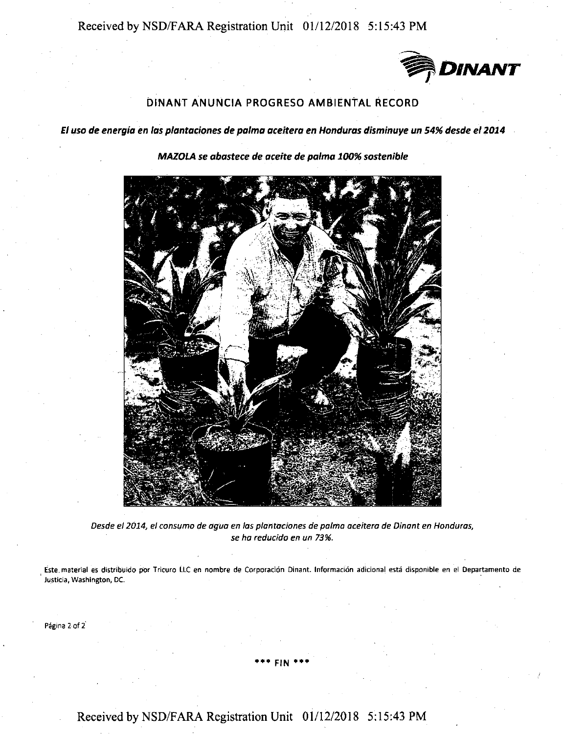DINANT

## DINANT ANUNCIA PROGRESO AMBIENTAL RECORD

***El uso de energía en las plantaciones de palma aceitera en Honduras disminuye un 54% desde el 2014***

***MAZOLA se abastece de aceite de palma 100% sostenible***

*Desde el 2014, el consumo de agua en las plantaciones de palma aceitera de Dinant en Honduras, se ha reducido en un 73%.*

Este material es distribuido por Tricuro LLC en nombre de Corporación Dinant. Información adicional está disponible en el Departamento de Justicia, Washington, DC.

\*\*\* FIN \*\*\*